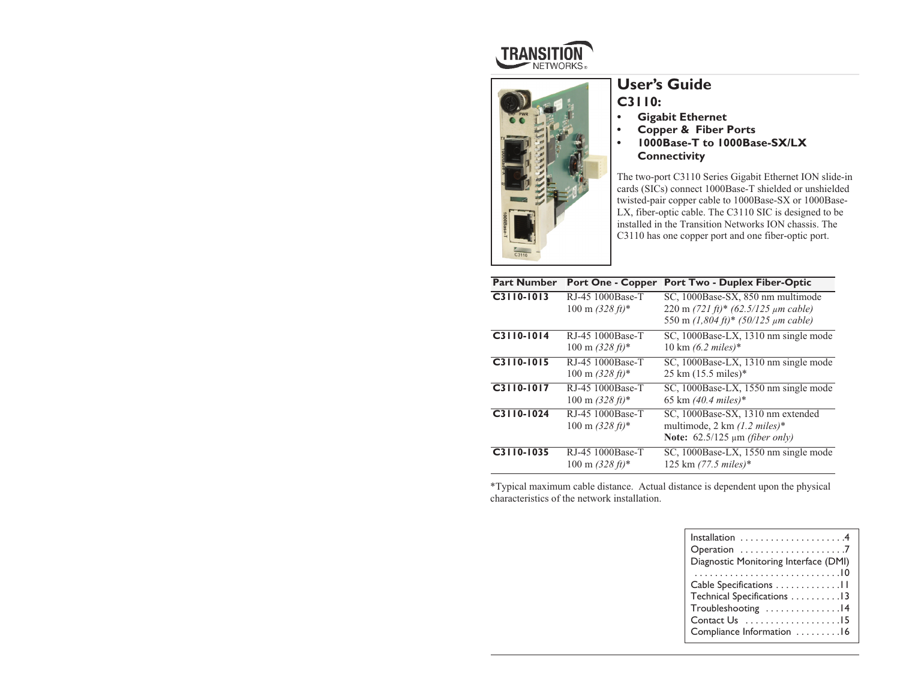TRANSITION NETWORKS®

# User's Guide

## C3110:

- **Gigabit Ethernet**
- **Copper & Fiber Ports**
- **1000Base-T to 1000Base-SX/LX Connectivity**

The two-port C3110 Series Gigabit Ethernet ION slide-in cards (SICs) connect 1000Base-T shielded or unshielded twisted-pair copper cable to 1000Base-SX or 1000Base-LX, fiber-optic cable. The C3110 SIC is designed to be installed in the Transition Networks ION chassis. The C3110 has one copper port and one fiber-optic port.

| Part Number | Port One - Copper | Port Two - Duplex Fiber-Optic |
|---|---|---|
| **C3110-1013** | RJ-45 1000Base-T<br>100 m *(328 ft)** | SC, 1000Base-SX, 850 nm multimode<br>220 m *(721 ft)* (62.5/125 μm cable)*<br>550 m *(1,804 ft)* (50/125 μm cable)* |
| **C3110-1014** | RJ-45 1000Base-T<br>100 m *(328 ft)** | SC, 1000Base-LX, 1310 nm single mode<br>10 km *(6.2 miles)** |
| **C3110-1015** | RJ-45 1000Base-T<br>100 m *(328 ft)** | SC, 1000Base-LX, 1310 nm single mode<br>25 km (15.5 miles)* |
| **C3110-1017** | RJ-45 1000Base-T<br>100 m *(328 ft)** | SC, 1000Base-LX, 1550 nm single mode<br>65 km *(40.4 miles)** |
| **C3110-1024** | RJ-45 1000Base-T<br>100 m *(328 ft)** | SC, 1000Base-SX, 1310 nm extended multimode, 2 km *(1.2 miles)**<br>**Note:** 62.5/125 μm *(fiber only)* |
| **C3110-1035** | RJ-45 1000Base-T<br>100 m *(328 ft)** | SC, 1000Base-LX, 1550 nm single mode<br>125 km *(77.5 miles)** |

*Typical maximum cable distance. Actual distance is dependent upon the physical characteristics of the network installation.

Installation .....................4
Operation .....................7
Diagnostic Monitoring Interface (DMI) .............................10
Cable Specifications .............11
Technical Specifications ..........13
Troubleshooting ...............14
Contact Us ...................15
Compliance Information .........16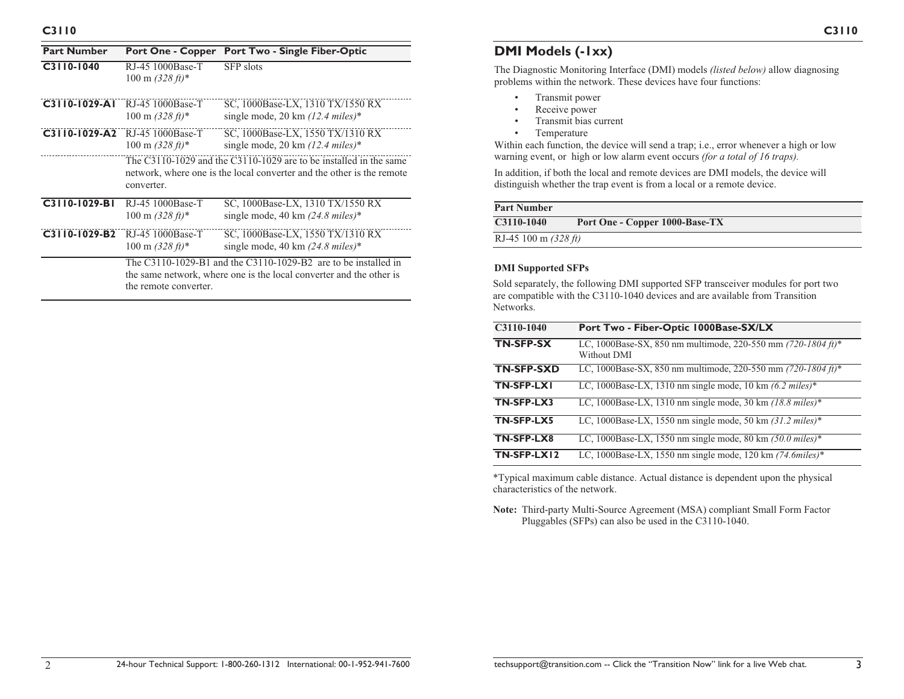| Part Number | Port One - Copper | Port Two - Single Fiber-Optic |
|---|---|---|
| **C3110-1040** | RJ-45 1000Base-T<br>100 m *(328 ft)** | SFP slots |
| **C3110-1029-A1** | RJ-45 1000Base-T<br>100 m *(328 ft)** | SC, 1000Base-LX, 1310 TX/1550 RX<br>single mode, 20 km *(12.4 miles)** |
| **C3110-1029-A2** | RJ-45 1000Base-T<br>100 m *(328 ft)** | SC, 1000Base-LX, 1550 TX/1310 RX<br>single mode, 20 km *(12.4 miles)** |
| | The C3110-1029 and the C3110-1029 are to be installed in the same network, where one is the local converter and the other is the remote converter. | |
| **C3110-1029-B1** | RJ-45 1000Base-T<br>100 m *(328 ft)** | SC, 1000Base-LX, 1310 TX/1550 RX<br>single mode, 40 km *(24.8 miles)** |
| **C3110-1029-B2** | RJ-45 1000Base-T<br>100 m *(328 ft)** | SC, 1000Base-LX, 1550 TX/1310 RX<br>single mode, 40 km *(24.8 miles)** |
| | The C3110-1029-B1 and the C3110-1029-B2 are to be installed in the same network, where one is the local converter and the other is the remote converter. | |

## DMI Models (-1xx)

The Diagnostic Monitoring Interface (DMI) models *(listed below)* allow diagnosing problems within the network. These devices have four functions:

- Transmit power
- Receive power
- Transmit bias current
- Temperature

Within each function, the device will send a trap; i.e., error whenever a high or low warning event, or high or low alarm event occurs *(for a total of 16 traps).*

In addition, if both the local and remote devices are DMI models, the device will distinguish whether the trap event is from a local or a remote device.

| Part Number | |
|---|---|
| **C3110-1040** | **Port One - Copper 1000-Base-TX** |
| RJ-45 100 m *(328 ft)* | |

**DMI Supported SFPs**

Sold separately, the following DMI supported SFP transceiver modules for port two are compatible with the C3110-1040 devices and are available from Transition Networks.

| C3110-1040 | Port Two - Fiber-Optic 1000Base-SX/LX |
|---|---|
| **TN-SFP-SX** | LC, 1000Base-SX, 850 nm multimode, 220-550 mm *(720-1804 ft)**<br>Without DMI |
| **TN-SFP-SXD** | LC, 1000Base-SX, 850 nm multimode, 220-550 mm *(720-1804 ft)** |
| **TN-SFP-LX1** | LC, 1000Base-LX, 1310 nm single mode, 10 km *(6.2 miles)** |
| **TN-SFP-LX3** | LC, 1000Base-LX, 1310 nm single mode, 30 km *(18.8 miles)** |
| **TN-SFP-LX5** | LC, 1000Base-LX, 1550 nm single mode, 50 km *(31.2 miles)** |
| **TN-SFP-LX8** | LC, 1000Base-LX, 1550 nm single mode, 80 km *(50.0 miles)** |
| **TN-SFP-LX12** | LC, 1000Base-LX, 1550 nm single mode, 120 km *(74.6miles)** |

*Typical maximum cable distance. Actual distance is dependent upon the physical characteristics of the network.

**Note:** Third-party Multi-Source Agreement (MSA) compliant Small Form Factor Pluggables (SFPs) can also be used in the C3110-1040.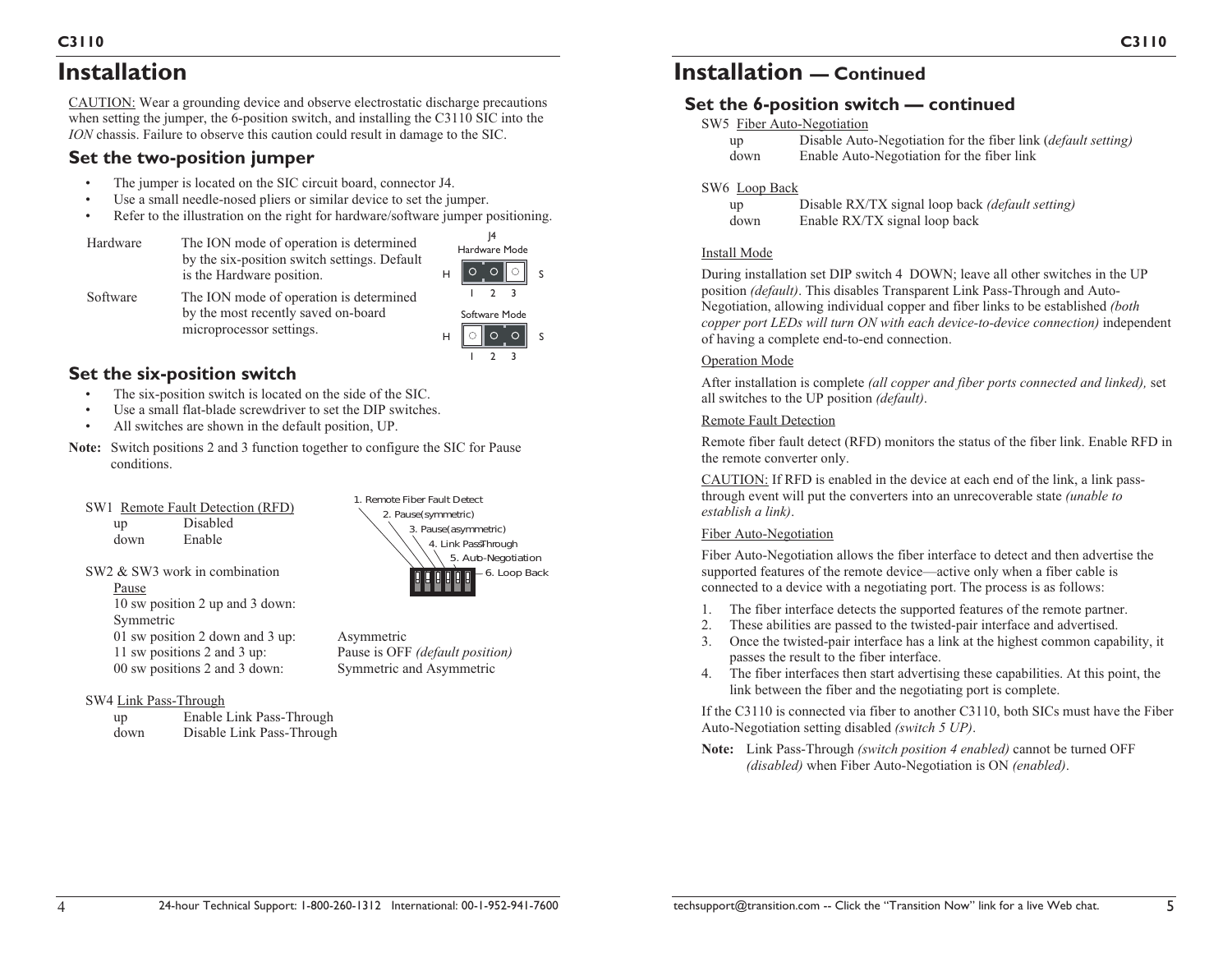# Installation

CAUTION: Wear a grounding device and observe electrostatic discharge precautions when setting the jumper, the 6-position switch, and installing the C3110 SIC into the *ION* chassis. Failure to observe this caution could result in damage to the SIC.

## Set the two-position jumper

- The jumper is located on the SIC circuit board, connector J4.
- Use a small needle-nosed pliers or similar device to set the jumper.
- Refer to the illustration on the right for hardware/software jumper positioning.

| | |
|---|---|
| Hardware | The ION mode of operation is determined by the six-position switch settings. Default is the Hardware position. |
| Software | The ION mode of operation is determined by the most recently saved on-board microprocessor settings. |

J4
Hardware Mode: H [1 2 3] S
Software Mode: H [1 2 3] S

## Set the six-position switch

- The six-position switch is located on the side of the SIC.
- Use a small flat-blade screwdriver to set the DIP switches.
- All switches are shown in the default position, UP.

**Note:** Switch positions 2 and 3 function together to configure the SIC for Pause conditions.

1. Remote Fiber Fault Detect
2. Pause(symmetric)
3. Pause(asymmetric)
4. Link PassThrough
5. Auto-Negotiation
6. Loop Back

SW1 Remote Fault Detection (RFD)

| | |
|---|---|
| up | Disabled |
| down | Enable |

SW2 & SW3 work in combination

Pause

| | |
|---|---|
| 10 sw position 2 up and 3 down: | Symmetric |
| 01 sw position 2 down and 3 up: | Asymmetric |
| 11 sw positions 2 and 3 up: | Pause is OFF *(default position)* |
| 00 sw positions 2 and 3 down: | Symmetric and Asymmetric |

SW4 Link Pass-Through

| | |
|---|---|
| up | Enable Link Pass-Through |
| down | Disable Link Pass-Through |

# Installation — Continued

## Set the 6-position switch — continued

SW5 Fiber Auto-Negotiation

| | |
|---|---|
| up | Disable Auto-Negotiation for the fiber link (*default setting)* |
| down | Enable Auto-Negotiation for the fiber link |

SW6 Loop Back

| | |
|---|---|
| up | Disable RX/TX signal loop back *(default setting)* |
| down | Enable RX/TX signal loop back |

Install Mode

During installation set DIP switch 4 DOWN; leave all other switches in the UP position *(default)*. This disables Transparent Link Pass-Through and Auto-Negotiation, allowing individual copper and fiber links to be established *(both copper port LEDs will turn ON with each device-to-device connection)* independent of having a complete end-to-end connection.

Operation Mode

After installation is complete *(all copper and fiber ports connected and linked),* set all switches to the UP position *(default)*.

Remote Fault Detection

Remote fiber fault detect (RFD) monitors the status of the fiber link. Enable RFD in the remote converter only.

CAUTION: If RFD is enabled in the device at each end of the link, a link pass-through event will put the converters into an unrecoverable state *(unable to establish a link)*.

Fiber Auto-Negotiation

Fiber Auto-Negotiation allows the fiber interface to detect and then advertise the supported features of the remote device—active only when a fiber cable is connected to a device with a negotiating port. The process is as follows:

1. The fiber interface detects the supported features of the remote partner.
2. These abilities are passed to the twisted-pair interface and advertised.
3. Once the twisted-pair interface has a link at the highest common capability, it passes the result to the fiber interface.
4. The fiber interfaces then start advertising these capabilities. At this point, the link between the fiber and the negotiating port is complete.

If the C3110 is connected via fiber to another C3110, both SICs must have the Fiber Auto-Negotiation setting disabled *(switch 5 UP)*.

**Note:** Link Pass-Through *(switch position 4 enabled)* cannot be turned OFF *(disabled)* when Fiber Auto-Negotiation is ON *(enabled)*.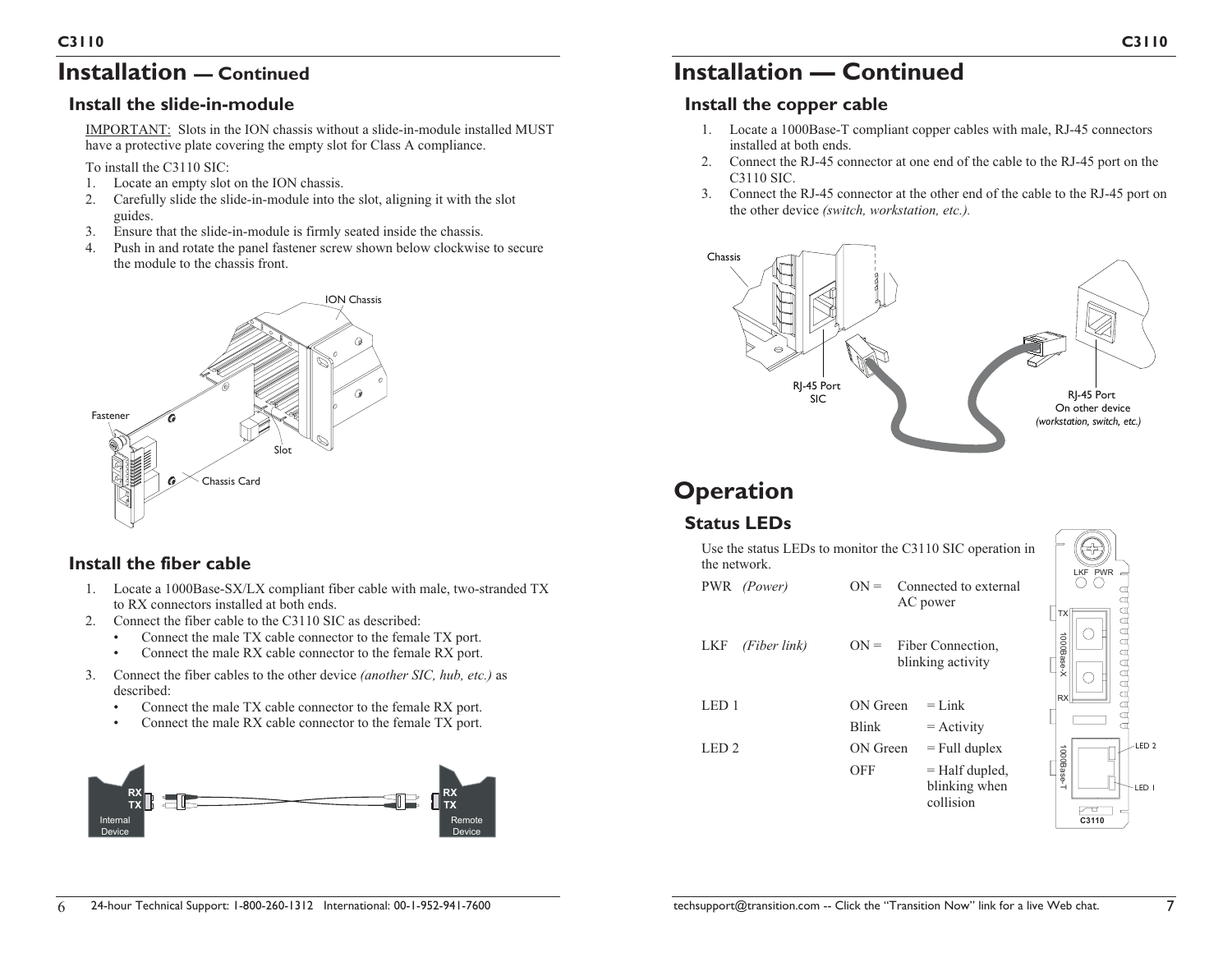## Installation — Continued

### Install the slide-in-module

IMPORTANT: Slots in the ION chassis without a slide-in-module installed MUST have a protective plate covering the empty slot for Class A compliance.

To install the C3110 SIC:

1. Locate an empty slot on the ION chassis.
2. Carefully slide the slide-in-module into the slot, aligning it with the slot guides.
3. Ensure that the slide-in-module is firmly seated inside the chassis.
4. Push in and rotate the panel fastener screw shown below clockwise to secure the module to the chassis front.

### Install the fiber cable

1. Locate a 1000Base-SX/LX compliant fiber cable with male, two-stranded TX to RX connectors installed at both ends.
2. Connect the fiber cable to the C3110 SIC as described:
   - Connect the male TX cable connector to the female TX port.
   - Connect the male RX cable connector to the female RX port.
3. Connect the fiber cables to the other device *(another SIC, hub, etc.)* as described:
   - Connect the male TX cable connector to the female RX port.
   - Connect the male RX cable connector to the female TX port.

## Installation — Continued

### Install the copper cable

1. Locate a 1000Base-T compliant copper cables with male, RJ-45 connectors installed at both ends.
2. Connect the RJ-45 connector at one end of the cable to the RJ-45 port on the C3110 SIC.
3. Connect the RJ-45 connector at the other end of the cable to the RJ-45 port on the other device *(switch, workstation, etc.).*

# Operation

### Status LEDs

Use the status LEDs to monitor the C3110 SIC operation in the network.

| LED | State | Description |
|---|---|---|
| PWR *(Power)* | ON = | Connected to external AC power |
| LKF *(Fiber link)* | ON = | Fiber Connection, blinking activity |
| LED 1 | ON Green | = Link |
| | Blink | = Activity |
| LED 2 | ON Green | = Full duplex |
| | OFF | = Half dupled, blinking when collision |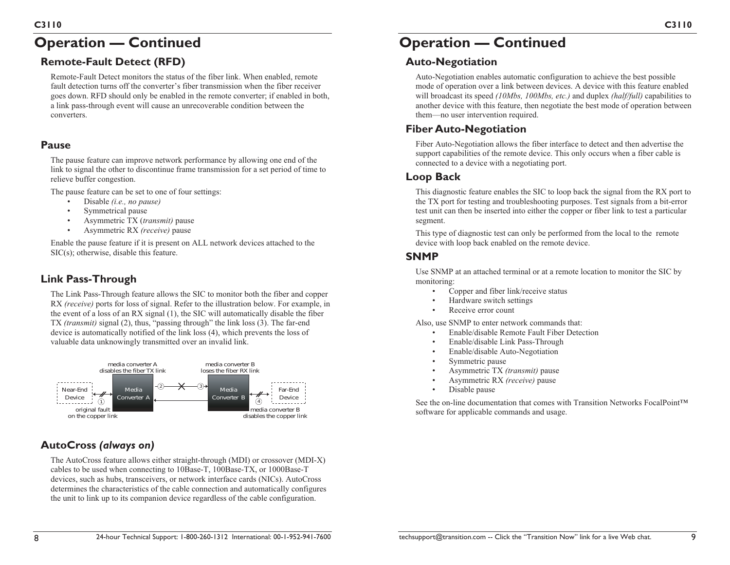# Operation — Continued

## Remote-Fault Detect (RFD)

Remote-Fault Detect monitors the status of the fiber link. When enabled, remote fault detection turns off the converter's fiber transmission when the fiber receiver goes down. RFD should only be enabled in the remote converter; if enabled in both, a link pass-through event will cause an unrecoverable condition between the converters.

## Pause

The pause feature can improve network performance by allowing one end of the link to signal the other to discontinue frame transmission for a set period of time to relieve buffer congestion.

The pause feature can be set to one of four settings:

- Disable *(i.e., no pause)*
- Symmetrical pause
- Asymmetric TX (*transmit)* pause
- Asymmetric RX *(receive)* pause

Enable the pause feature if it is present on ALL network devices attached to the SIC(s); otherwise, disable this feature.

## Link Pass-Through

The Link Pass-Through feature allows the SIC to monitor both the fiber and copper RX *(receive)* ports for loss of signal. Refer to the illustration below. For example, in the event of a loss of an RX signal (1), the SIC will automatically disable the fiber TX *(transmit)* signal (2), thus, "passing through" the link loss (3). The far-end device is automatically notified of the link loss (4), which prevents the loss of valuable data unknowingly transmitted over an invalid link.

media converter A disables the fiber TX link — media converter B loses the fiber RX link

Near-End Device — ① — Media Converter A — ② — ③ — Media Converter B — ④ — Far-End Device

original fault on the copper link — media converter B disables the copper link

## AutoCross *(always on)*

The AutoCross feature allows either straight-through (MDI) or crossover (MDI-X) cables to be used when connecting to 10Base-T, 100Base-TX, or 1000Base-T devices, such as hubs, transceivers, or network interface cards (NICs). AutoCross determines the characteristics of the cable connection and automatically configures the unit to link up to its companion device regardless of the cable configuration.

# Operation — Continued

## Auto-Negotiation

Auto-Negotiation enables automatic configuration to achieve the best possible mode of operation over a link between devices. A device with this feature enabled will broadcast its speed *(10Mbs, 100Mbs, etc.)* and duplex *(half/full)* capabilities to another device with this feature, then negotiate the best mode of operation between them—no user intervention required.

## Fiber Auto-Negotiation

Fiber Auto-Negotiation allows the fiber interface to detect and then advertise the support capabilities of the remote device. This only occurs when a fiber cable is connected to a device with a negotiating port.

## Loop Back

This diagnostic feature enables the SIC to loop back the signal from the RX port to the TX port for testing and troubleshooting purposes. Test signals from a bit-error test unit can then be inserted into either the copper or fiber link to test a particular segment.

This type of diagnostic test can only be performed from the local to the remote device with loop back enabled on the remote device.

## SNMP

Use SNMP at an attached terminal or at a remote location to monitor the SIC by monitoring:

- Copper and fiber link/receive status
- Hardware switch settings
- Receive error count

Also, use SNMP to enter network commands that:

- Enable/disable Remote Fault Fiber Detection
- Enable/disable Link Pass-Through
- Enable/disable Auto-Negotiation
- Symmetric pause
- Asymmetric TX *(transmit)* pause
- Asymmetric RX *(receive)* pause
- Disable pause

See the on-line documentation that comes with Transition Networks FocalPoint™ software for applicable commands and usage.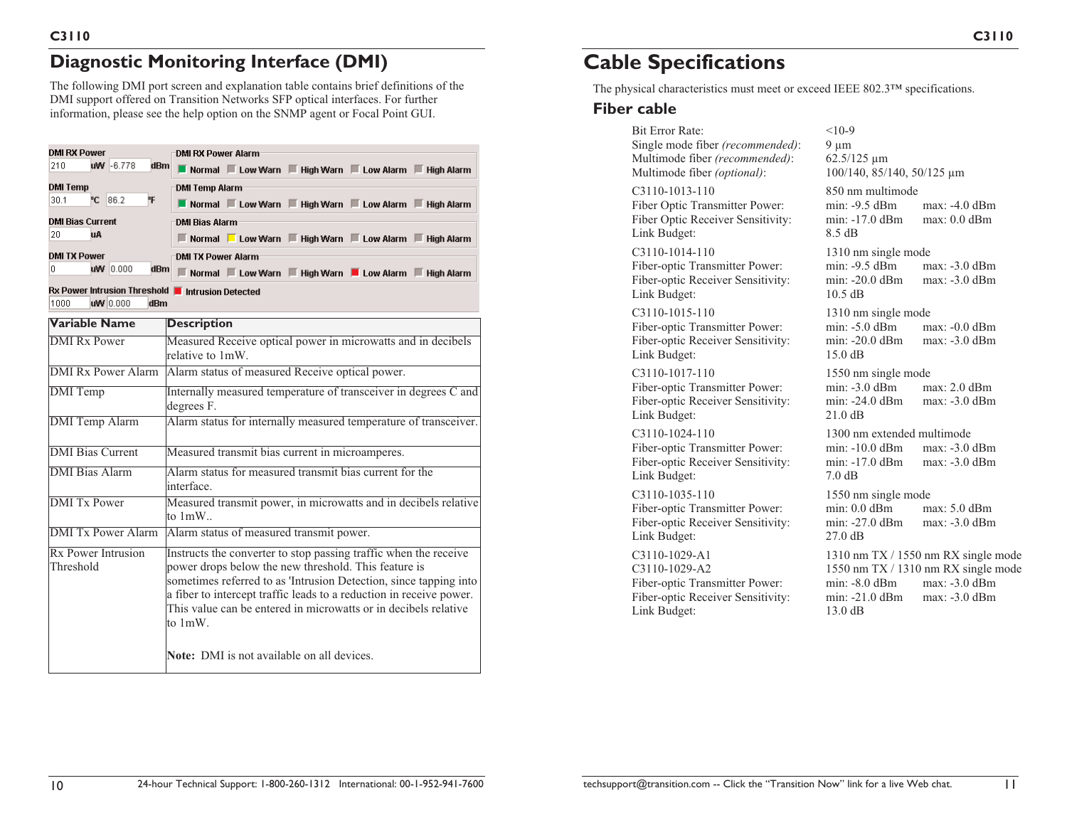## Diagnostic Monitoring Interface (DMI)

The following DMI port screen and explanation table contains brief definitions of the DMI support offered on Transition Networks SFP optical interfaces. For further information, please see the help option on the SNMP agent or Focal Point GUI.

| Variable Name | Description |
|---|---|
| DMI Rx Power | Measured Receive optical power in microwatts and in decibels relative to 1mW. |
| DMI Rx Power Alarm | Alarm status of measured Receive optical power. |
| DMI Temp | Internally measured temperature of transceiver in degrees C and degrees F. |
| DMI Temp Alarm | Alarm status for internally measured temperature of transceiver. |
| DMI Bias Current | Measured transmit bias current in microamperes. |
| DMI Bias Alarm | Alarm status for measured transmit bias current for the interface. |
| DMI Tx Power | Measured transmit power, in microwatts and in decibels relative to 1mW.. |
| DMI Tx Power Alarm | Alarm status of measured transmit power. |
| Rx Power Intrusion Threshold | Instructs the converter to stop passing traffic when the receive power drops below the new threshold. This feature is sometimes referred to as 'Intrusion Detection, since tapping into a fiber to intercept traffic leads to a reduction in receive power. This value can be entered in microwatts or in decibels relative to 1mW.<br><br>**Note:** DMI is not available on all devices. |

# Cable Specifications

The physical characteristics must meet or exceed IEEE 802.3™ specifications.

## Fiber cable

| | | |
|---|---|---|
| Bit Error Rate: | <10-9 | |
| Single mode fiber *(recommended)*: | 9 µm | |
| Multimode fiber *(recommended)*: | 62.5/125 µm | |
| Multimode fiber *(optional)*: | 100/140, 85/140, 50/125 µm | |
| C3110-1013-110 | 850 nm multimode | |
| Fiber Optic Transmitter Power: | min: -9.5 dBm | max: -4.0 dBm |
| Fiber Optic Receiver Sensitivity: | min: -17.0 dBm | max: 0.0 dBm |
| Link Budget: | 8.5 dB | |
| C3110-1014-110 | 1310 nm single mode | |
| Fiber-optic Transmitter Power: | min: -9.5 dBm | max: -3.0 dBm |
| Fiber-optic Receiver Sensitivity: | min: -20.0 dBm | max: -3.0 dBm |
| Link Budget: | 10.5 dB | |
| C3110-1015-110 | 1310 nm single mode | |
| Fiber-optic Transmitter Power: | min: -5.0 dBm | max: -0.0 dBm |
| Fiber-optic Receiver Sensitivity: | min: -20.0 dBm | max: -3.0 dBm |
| Link Budget: | 15.0 dB | |
| C3110-1017-110 | 1550 nm single mode | |
| Fiber-optic Transmitter Power: | min: -3.0 dBm | max: 2.0 dBm |
| Fiber-optic Receiver Sensitivity: | min: -24.0 dBm | max: -3.0 dBm |
| Link Budget: | 21.0 dB | |
| C3110-1024-110 | 1300 nm extended multimode | |
| Fiber-optic Transmitter Power: | min: -10.0 dBm | max: -3.0 dBm |
| Fiber-optic Receiver Sensitivity: | min: -17.0 dBm | max: -3.0 dBm |
| Link Budget: | 7.0 dB | |
| C3110-1035-110 | 1550 nm single mode | |
| Fiber-optic Transmitter Power: | min: 0.0 dBm | max: 5.0 dBm |
| Fiber-optic Receiver Sensitivity: | min: -27.0 dBm | max: -3.0 dBm |
| Link Budget: | 27.0 dB | |
| C3110-1029-A1 | 1310 nm TX / 1550 nm RX single mode | |
| C3110-1029-A2 | 1550 nm TX / 1310 nm RX single mode | |
| Fiber-optic Transmitter Power: | min: -8.0 dBm | max: -3.0 dBm |
| Fiber-optic Receiver Sensitivity: | min: -21.0 dBm | max: -3.0 dBm |
| Link Budget: | 13.0 dB | |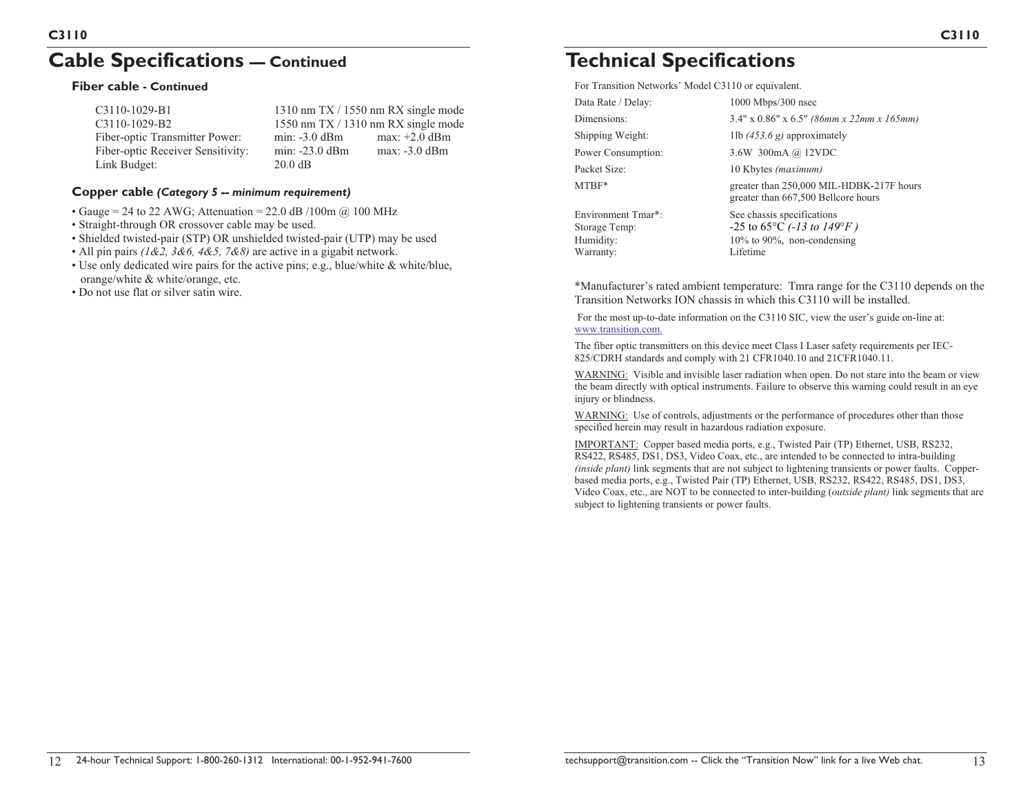# Cable Specifications — Continued

### Fiber cable - Continued

| | | |
|---|---|---|
| C3110-1029-B1 | 1310 nm TX / 1550 nm RX single mode | |
| C3110-1029-B2 | 1550 nm TX / 1310 nm RX single mode | |
| Fiber-optic Transmitter Power: | min: -3.0 dBm | max: +2.0 dBm |
| Fiber-optic Receiver Sensitivity: | min: -23.0 dBm | max: -3.0 dBm |
| Link Budget: | 20.0 dB | |

### Copper cable *(Category 5 -- minimum requirement)*

- Gauge = 24 to 22 AWG; Attenuation = 22.0 dB /100m @ 100 MHz
- Straight-through OR crossover cable may be used.
- Shielded twisted-pair (STP) OR unshielded twisted-pair (UTP) may be used
- All pin pairs *(1&2, 3&6, 4&5, 7&8)* are active in a gigabit network.
- Use only dedicated wire pairs for the active pins; e.g., blue/white & white/blue, orange/white & white/orange, etc.
- Do not use flat or silver satin wire.

# Technical Specifications

For Transition Networks' Model C3110 or equivalent.

| | |
|---|---|
| Data Rate / Delay: | 1000 Mbps/300 nsec |
| Dimensions: | 3.4" x 0.86" x 6.5" *(86mm x 22mm x 165mm)* |
| Shipping Weight: | 1lb *(453.6 g)* approximately |
| Power Consumption: | 3.6W 300mA @ 12VDC |
| Packet Size: | 10 Kbytes *(maximum)* |
| MTBF*: | greater than 250,000 MIL-HDBK-217F hours<br>greater than 667,500 Bellcore hours |
| Environment Tmar*: | See chassis specifications |
| Storage Temp: | -25 to 65°C *(-13 to 149°F )* |
| Humidity: | 10% to 90%, non-condensing |
| Warranty: | Lifetime |

*Manufacturer's rated ambient temperature: Tmra range for the C3110 depends on the Transition Networks ION chassis in which this C3110 will be installed.

For the most up-to-date information on the C3110 SIC, view the user's guide on-line at: www.transition.com.

The fiber optic transmitters on this device meet Class I Laser safety requirements per IEC-825/CDRH standards and comply with 21 CFR1040.10 and 21CFR1040.11.

WARNING: Visible and invisible laser radiation when open. Do not stare into the beam or view the beam directly with optical instruments. Failure to observe this warning could result in an eye injury or blindness.

WARNING: Use of controls, adjustments or the performance of procedures other than those specified herein may result in hazardous radiation exposure.

IMPORTANT: Copper based media ports, e.g., Twisted Pair (TP) Ethernet, USB, RS232, RS422, RS485, DS1, DS3, Video Coax, etc., are intended to be connected to intra-building *(inside plant)* link segments that are not subject to lightening transients or power faults. Copper-based media ports, e.g., Twisted Pair (TP) Ethernet, USB, RS232, RS422, RS485, DS1, DS3, Video Coax, etc., are NOT to be connected to inter-building (*outside plant)* link segments that are subject to lightening transients or power faults.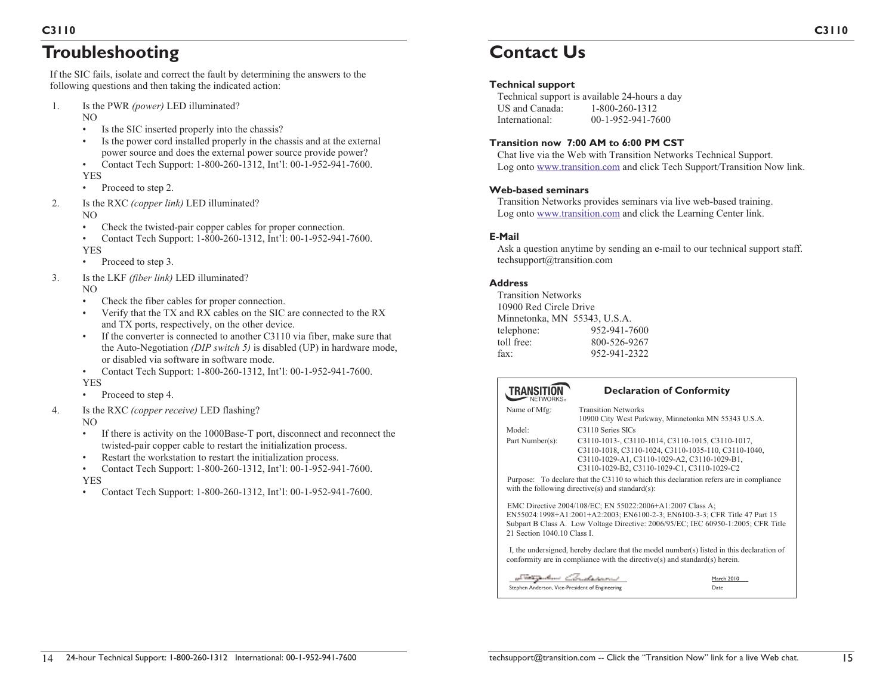# Troubleshooting

If the SIC fails, isolate and correct the fault by determining the answers to the following questions and then taking the indicated action:

1. Is the PWR *(power)* LED illuminated?
   NO
   - Is the SIC inserted properly into the chassis?
   - Is the power cord installed properly in the chassis and at the external power source and does the external power source provide power?
   - Contact Tech Support: 1-800-260-1312, Int'l: 00-1-952-941-7600.

   YES
   - Proceed to step 2.
2. Is the RXC *(copper link)* LED illuminated?
   NO
   - Check the twisted-pair copper cables for proper connection.
   - Contact Tech Support: 1-800-260-1312, Int'l: 00-1-952-941-7600.

   YES
   - Proceed to step 3.
3. Is the LKF *(fiber link)* LED illuminated?
   NO
   - Check the fiber cables for proper connection.
   - Verify that the TX and RX cables on the SIC are connected to the RX and TX ports, respectively, on the other device.
   - If the converter is connected to another C3110 via fiber, make sure that the Auto-Negotiation *(DIP switch 5)* is disabled (UP) in hardware mode, or disabled via software in software mode.
   - Contact Tech Support: 1-800-260-1312, Int'l: 00-1-952-941-7600.

   YES
   - Proceed to step 4.
4. Is the RXC *(copper receive)* LED flashing?
   NO
   - If there is activity on the 1000Base-T port, disconnect and reconnect the twisted-pair copper cable to restart the initialization process.
   - Restart the workstation to restart the initialization process.
   - Contact Tech Support: 1-800-260-1312, Int'l: 00-1-952-941-7600.

   YES
   - Contact Tech Support: 1-800-260-1312, Int'l: 00-1-952-941-7600.

# Contact Us

**Technical support**

Technical support is available 24-hours a day
US and Canada: 1-800-260-1312
International: 00-1-952-941-7600

**Transition now 7:00 AM to 6:00 PM CST**

Chat live via the Web with Transition Networks Technical Support.
Log onto www.transition.com and click Tech Support/Transition Now link.

**Web-based seminars**

Transition Networks provides seminars via live web-based training.
Log onto www.transition.com and click the Learning Center link.

**E-Mail**

Ask a question anytime by sending an e-mail to our technical support staff.
techsupport@transition.com

**Address**

Transition Networks
10900 Red Circle Drive
Minnetonka, MN 55343, U.S.A.
telephone: 952-941-7600
toll free: 800-526-9267
fax: 952-941-2322

**TRANSITION NETWORKS®** — **Declaration of Conformity**

| | |
|---|---|
| Name of Mfg: | Transition Networks<br>10900 City West Parkway, Minnetonka MN 55343 U.S.A. |
| Model: | C3110 Series SICs |
| Part Number(s): | C3110-1013-, C3110-1014, C3110-1015, C3110-1017, C3110-1018, C3110-1024, C3110-1035-110, C3110-1040, C3110-1029-A1, C3110-1029-A2, C3110-1029-B1, C3110-1029-B2, C3110-1029-C1, C3110-1029-C2 |

Purpose: To declare that the C3110 to which this declaration refers are in compliance with the following directive(s) and standard(s):

EMC Directive 2004/108/EC; EN 55022:2006+A1:2007 Class A; EN55024:1998+A1:2001+A2:2003; EN6100-2-3; EN6100-3-3; CFR Title 47 Part 15 Subpart B Class A. Low Voltage Directive: 2006/95/EC; IEC 60950-1:2005; CFR Title 21 Section 1040.10 Class I.

I, the undersigned, hereby declare that the model number(s) listed in this declaration of conformity are in compliance with the directive(s) and standard(s) herein.

Stephen Anderson, Vice-President of Engineering — Date: March 2010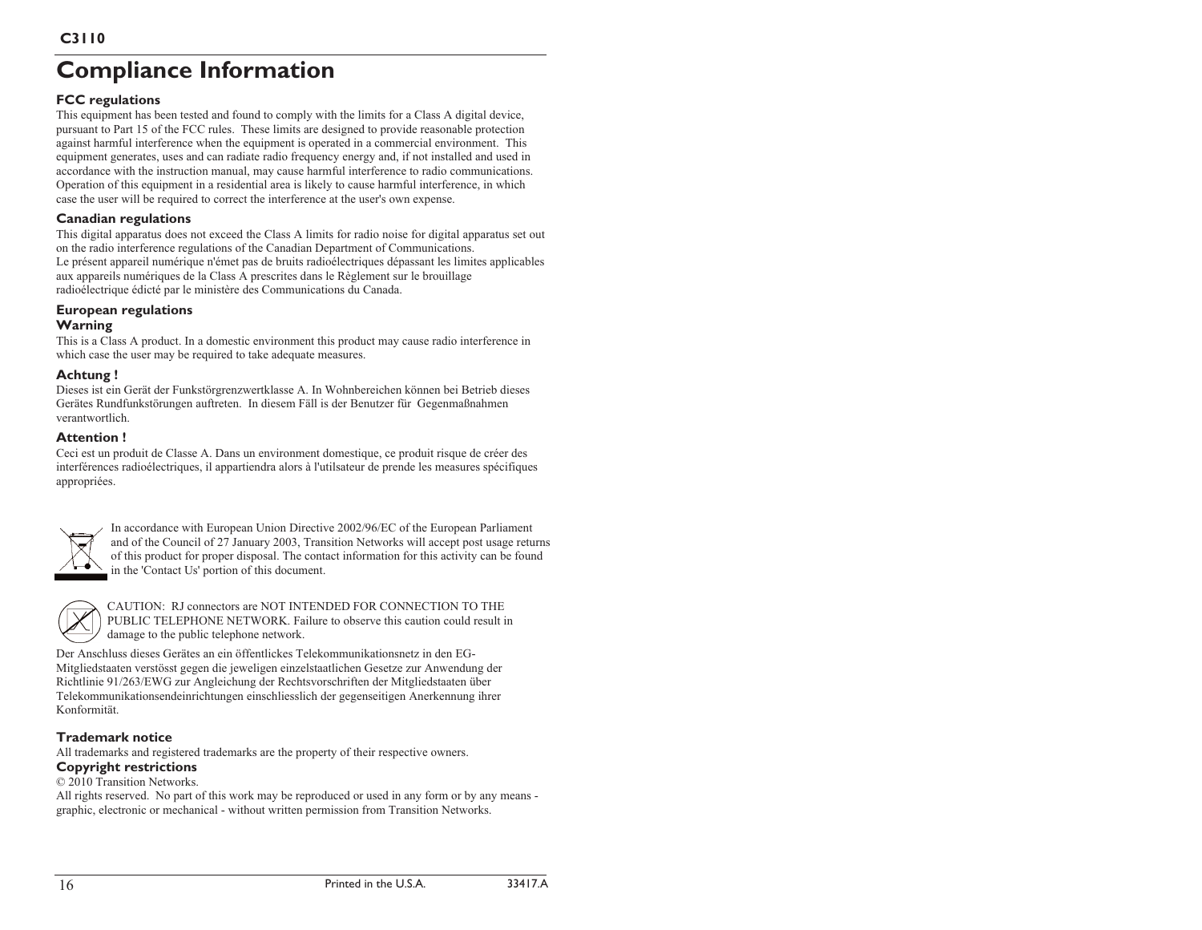# Compliance Information

### FCC regulations

This equipment has been tested and found to comply with the limits for a Class A digital device, pursuant to Part 15 of the FCC rules. These limits are designed to provide reasonable protection against harmful interference when the equipment is operated in a commercial environment. This equipment generates, uses and can radiate radio frequency energy and, if not installed and used in accordance with the instruction manual, may cause harmful interference to radio communications. Operation of this equipment in a residential area is likely to cause harmful interference, in which case the user will be required to correct the interference at the user's own expense.

### Canadian regulations

This digital apparatus does not exceed the Class A limits for radio noise for digital apparatus set out on the radio interference regulations of the Canadian Department of Communications.
Le présent appareil numérique n'émet pas de bruits radioélectriques dépassant les limites applicables aux appareils numériques de la Class A prescrites dans le Règlement sur le brouillage radioélectrique édicté par le ministère des Communications du Canada.

### European regulations

#### Warning

This is a Class A product. In a domestic environment this product may cause radio interference in which case the user may be required to take adequate measures.

#### Achtung !

Dieses ist ein Gerät der Funkstörgrenzwertklasse A. In Wohnbereichen können bei Betrieb dieses Gerätes Rundfunkstörungen auftreten. In diesem Fäll is der Benutzer für Gegenmaßnahmen verantwortlich.

#### Attention !

Ceci est un produit de Classe A. Dans un environment domestique, ce produit risque de créer des interférences radioélectriques, il appartiendra alors à l'utilsateur de prende les measures spécifiques appropriées.

In accordance with European Union Directive 2002/96/EC of the European Parliament and of the Council of 27 January 2003, Transition Networks will accept post usage returns of this product for proper disposal. The contact information for this activity can be found in the 'Contact Us' portion of this document.

CAUTION: RJ connectors are NOT INTENDED FOR CONNECTION TO THE PUBLIC TELEPHONE NETWORK. Failure to observe this caution could result in damage to the public telephone network.

Der Anschluss dieses Gerätes an ein öffentlickes Telekommunikationsnetz in den EG-Mitgliedstaaten verstösst gegen die jeweligen einzelstaatlichen Gesetze zur Anwendung der Richtlinie 91/263/EWG zur Angleichung der Rechtsvorschriften der Mitgliedstaaten über Telekommunikationsendeinrichtungen einschliesslich der gegenseitigen Anerkennung ihrer Konformität.

### Trademark notice

All trademarks and registered trademarks are the property of their respective owners.

### Copyright restrictions

© 2010 Transition Networks.
All rights reserved. No part of this work may be reproduced or used in any form or by any means - graphic, electronic or mechanical - without written permission from Transition Networks.

Printed in the U.S.A. 33417.A